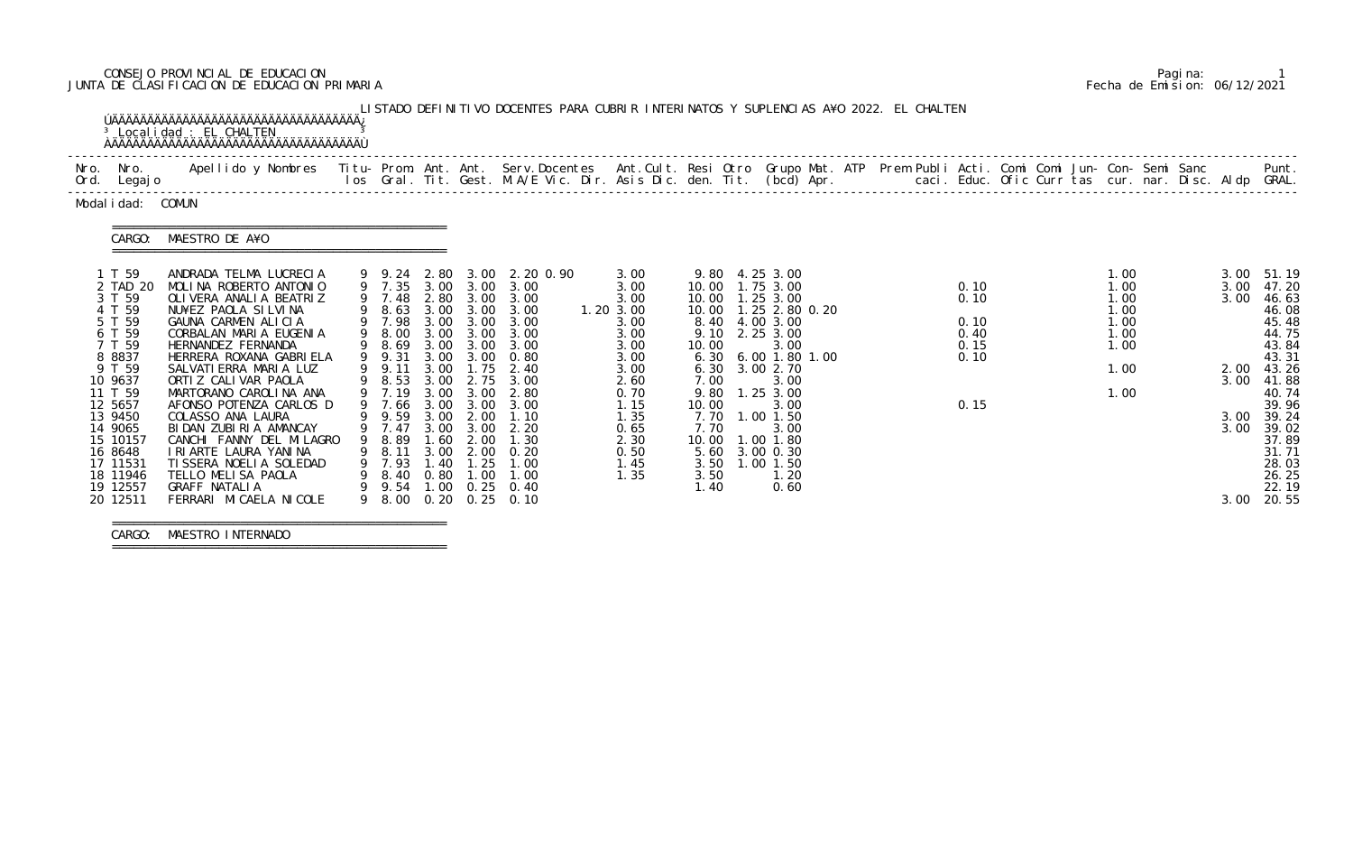CONSEJO PROVINCIAL DE EDUCACION
JUNTA DE CLASIFICACION DE EDUCACION PRIMARIA

Fecha de Emision: 06/12/2021

LISTADO DEFINITIVO DOCENTES PARA CUBRIR INTERINATOS Y SUPLENCIAS A¥O 2022. EL CHALTEN

Localidad : EL CHALTEN

Modalidad: COMUN

CARGO: MAESTRO DE A¥O

| Nro. Ord. | Nro. Legajo | Apellido y Nombres | Titu-los | Prom. Gral. | Ant. Tit. | Ant. Gest. | Serv. Docentes M.A/E Vic. Dir. | Ant. Cult. Asis Dic. | Resi den. | Otro Tit. | Grupo Mat. (bcd) | ATP Apr. | Prem Publi caci. | Acti. Educ. | Comi Ofic | Comi Curr | Jun-tas | Con-cur. | Semi nar. | Sanc Disc. | Aldp | Punt. GRAL. |
|---|---|---|---|---|---|---|---|---|---|---|---|---|---|---|---|---|---|---|---|---|---|---|
| 1 | T 59 | ANDRADA TELMA LUCRECIA | 9 | 9.24 | 2.80 | 3.00 | 2.20 0.90 | 3.00 | 9.80 | 4.25 | 3.00 | | | | | | | 1.00 | | | 3.00 | 51.19 |
| 2 | TAD 20 | MOLINA ROBERTO ANTONIO | 9 | 7.35 | 3.00 | 3.00 | 3.00 | 3.00 | 10.00 | 1.75 | 3.00 | | | 0.10 | | | | 1.00 | | | 3.00 | 47.20 |
| 3 | T 59 | OLIVERA ANALIA BEATRIZ | 9 | 7.48 | 2.80 | 3.00 | 3.00 | 3.00 | 10.00 | 1.25 | 3.00 | | | 0.10 | | | | 1.00 | | | 3.00 | 46.63 |
| 4 | T 59 | NU¥EZ PAOLA SILVINA | 9 | 8.63 | 3.00 | 3.00 | 3.00 | 1.20 3.00 | 10.00 | 1.25 | 2.80 0.20 | | | | | | | 1.00 | | | | 46.08 |
| 5 | T 59 | GAUNA CARMEN ALICIA | 9 | 7.98 | 3.00 | 3.00 | 3.00 | 3.00 | 8.40 | 4.00 | 3.00 | | | 0.10 | | | | 1.00 | | | | 45.48 |
| 6 | T 59 | CORBALAN MARIA EUGENIA | 9 | 8.00 | 3.00 | 3.00 | 3.00 | 3.00 | 9.10 | 2.25 | 3.00 | | | 0.40 | | | | 1.00 | | | | 44.75 |
| 7 | T 59 | HERNANDEZ FERNANDA | 9 | 8.69 | 3.00 | 3.00 | 3.00 | 3.00 | 10.00 | | 3.00 | | | 0.15 | | | | 1.00 | | | | 43.84 |
| 8 | 8837 | HERRERA ROXANA GABRIELA | 9 | 9.31 | 3.00 | 3.00 | 0.80 | 3.00 | 6.30 | 6.00 | 1.80 1.00 | | | 0.10 | | | | | | | | 43.31 |
| 9 | T 59 | SALVATIERRA MARIA LUZ | 9 | 9.11 | 3.00 | 1.75 | 2.40 | 3.00 | 6.30 | 3.00 | 2.70 | | | | | | | 1.00 | | | 2.00 | 43.26 |
| 10 | 9637 | ORTIZ CALIVAR PAOLA | 9 | 8.53 | 3.00 | 2.75 | 3.00 | 2.60 | 7.00 | | 3.00 | | | | | | | | | | 3.00 | 41.88 |
| 11 | T 59 | MARTORANO CAROLINA ANA | 9 | 7.19 | 3.00 | 3.00 | 2.80 | 0.70 | 9.80 | 1.25 | 3.00 | | | | | | | 1.00 | | | | 40.74 |
| 12 | 5657 | AFONSO POTENZA CARLOS D | 9 | 7.66 | 3.00 | 3.00 | 3.00 | 1.15 | 10.00 | | 3.00 | | | 0.15 | | | | | | | | 39.96 |
| 13 | 9450 | COLASSO ANA LAURA | 9 | 9.59 | 3.00 | 2.00 | 1.10 | 1.35 | 7.70 | 1.00 | 1.50 | | | | | | | | | | 3.00 | 39.24 |
| 14 | 9065 | BIDAN ZUBIRIA AMANCAY | 9 | 7.47 | 3.00 | 3.00 | 2.20 | 0.65 | 7.70 | | 3.00 | | | | | | | | | | 3.00 | 39.02 |
| 15 | 10157 | CANCHI FANNY DEL MILAGRO | 9 | 8.89 | 1.60 | 2.00 | 1.30 | 2.30 | 10.00 | 1.00 | 1.80 | | | | | | | | | | | 37.89 |
| 16 | 8648 | IRIARTE LAURA YANINA | 9 | 8.11 | 3.00 | 2.00 | 0.20 | 0.50 | 5.60 | 3.00 | 0.30 | | | | | | | | | | | 31.71 |
| 17 | 11531 | TISSERA NOELIA SOLEDAD | 9 | 7.93 | 1.40 | 1.25 | 1.00 | 1.45 | 3.50 | 1.00 | 1.50 | | | | | | | | | | | 28.03 |
| 18 | 11946 | TELLO MELISA PAOLA | 9 | 8.40 | 0.80 | 1.00 | 1.00 | 1.35 | 3.50 | | 1.20 | | | | | | | | | | | 26.25 |
| 19 | 12557 | GRAFF NATALIA | 9 | 9.54 | 1.00 | 0.25 | 0.40 | | 1.40 | | 0.60 | | | | | | | | | | | 22.19 |
| 20 | 12511 | FERRARI MICAELA NICOLE | 9 | 8.00 | 0.20 | 0.25 | 0.10 | | | | | | | | | | | | | | 3.00 | 20.55 |

CARGO: MAESTRO INTERNADO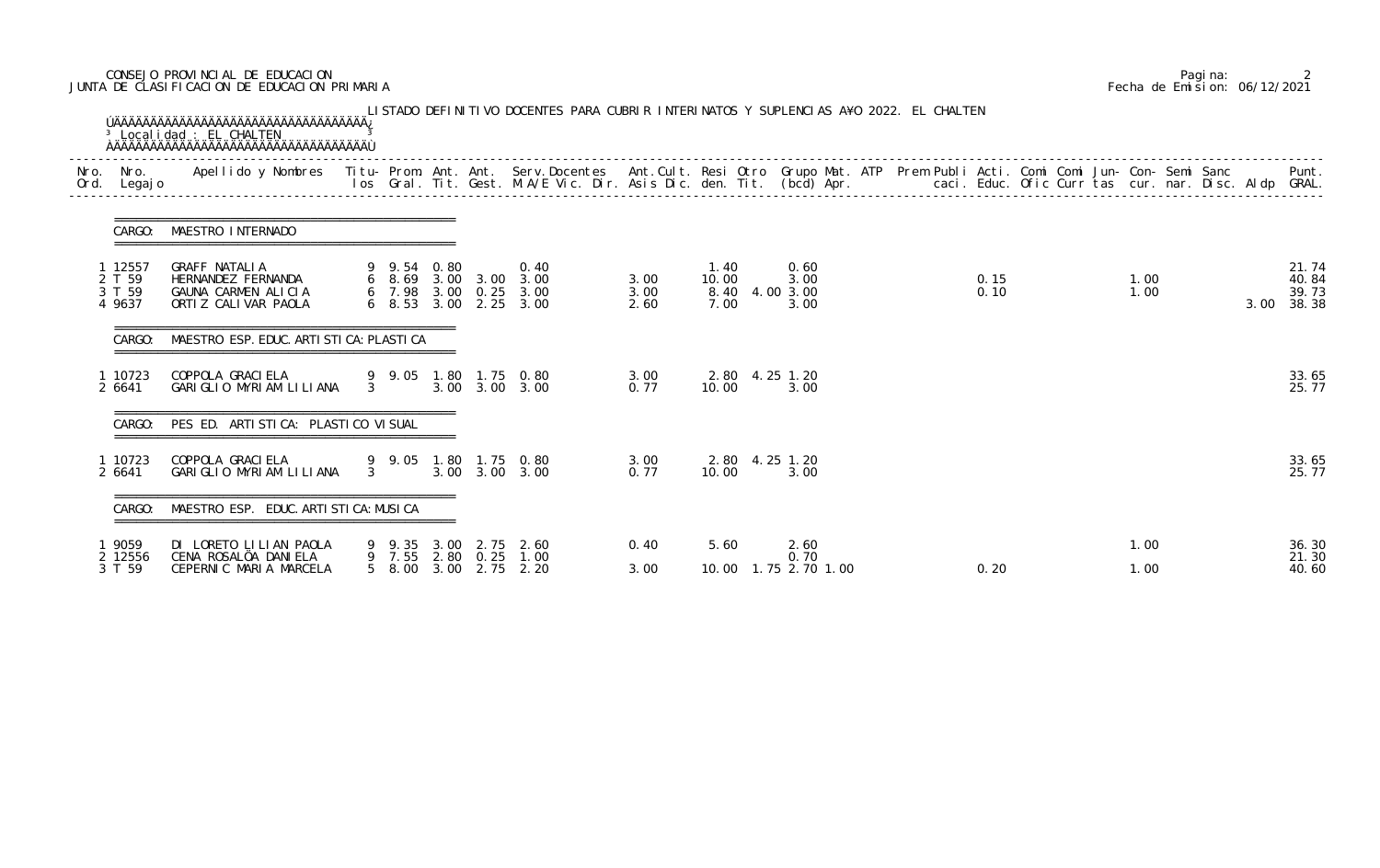CONSEJO PROVINCIAL DE EDUCACION
JUNTA DE CLASIFICACION DE EDUCACION PRIMARIA

Pagina: 2
Fecha de Emision: 06/12/2021

LISTADO DEFINITIVO DOCENTES PARA CUBRIR INTERINATOS Y SUPLENCIAS A¥O 2022. EL CHALTEN

Localidad : EL CHALTEN

| Nro. Ord. | Nro. Legajo | Apellido y Nombres | Titu-los | Prom. Gral. | Ant. Tit. | Ant. Gest. | Serv.Docentes M.A/E Vic. Dir. | Ant.Cult. Asis Dic. | Resi den. | Otro Tit. | Grupo Mat. (bcd) | ATP Apr. | Prem | Publi caci. | Acti. Educ. | Comi Ofic | Comi Curr | Jun- tas | Con- cur. | Semi nar. | Sanc Disc. | Aldp | Punt. GRAL. |
|---|---|---|---|---|---|---|---|---|---|---|---|---|---|---|---|---|---|---|---|---|---|---|---|
| **CARGO: MAESTRO INTERNADO** | | | | | | | | | | | | | | | | | | | | | | | |
| 1 | 12557 | GRAFF NATALIA | 9 | 9.54 | 0.80 | | 0.40 | | 1.40 | | 0.60 | | | | | | | | | | | | 21.74 |
| 2 | T 59 | HERNANDEZ FERNANDA | 6 | 8.69 | 3.00 | 3.00 | 3.00 | 3.00 | 10.00 | | 3.00 | | | | 0.15 | | | | 1.00 | | | | 40.84 |
| 3 | T 59 | GAUNA CARMEN ALICIA | 6 | 7.98 | 3.00 | 0.25 | 3.00 | 3.00 | 8.40 | 4.00 | 3.00 | | | | 0.10 | | | | 1.00 | | | | 39.73 |
| 4 | 9637 | ORTIZ CALIVAR PAOLA | 6 | 8.53 | 3.00 | 2.25 | 3.00 | 2.60 | 7.00 | | 3.00 | | | | | | | | | | | 3.00 | 38.38 |
| **CARGO: MAESTRO ESP. EDUC. ARTISTICA: PLASTICA** | | | | | | | | | | | | | | | | | | | | | | | |
| 1 | 10723 | COPPOLA GRACIELA | 9 | 9.05 | 1.80 | 1.75 | 0.80 | 3.00 | 2.80 | 4.25 | 1.20 | | | | | | | | | | | | 33.65 |
| 2 | 6641 | GARIGLIO MYRIAM LILIANA | 3 | | 3.00 | 3.00 | 3.00 | 0.77 | 10.00 | | 3.00 | | | | | | | | | | | | 25.77 |
| **CARGO: PES ED. ARTISTICA: PLASTICO VISUAL** | | | | | | | | | | | | | | | | | | | | | | | |
| 1 | 10723 | COPPOLA GRACIELA | 9 | 9.05 | 1.80 | 1.75 | 0.80 | 3.00 | 2.80 | 4.25 | 1.20 | | | | | | | | | | | | 33.65 |
| 2 | 6641 | GARIGLIO MYRIAM LILIANA | 3 | | 3.00 | 3.00 | 3.00 | 0.77 | 10.00 | | 3.00 | | | | | | | | | | | | 25.77 |
| **CARGO: MAESTRO ESP. EDUC. ARTISTICA: MUSICA** | | | | | | | | | | | | | | | | | | | | | | | |
| 1 | 9059 | DI LORETO LILIAN PAOLA | 9 | 9.35 | 3.00 | 2.75 | 2.60 | 0.40 | 5.60 | | 2.60 | | | | | | | | 1.00 | | | | 36.30 |
| 2 | 12556 | CENA ROSALÖA DANIELA | 9 | 7.55 | 2.80 | 0.25 | 1.00 | | | | 0.70 | | | | | | | | | | | | 21.30 |
| 3 | T 59 | CEPERNIC MARIA MARCELA | 5 | 8.00 | 3.00 | 2.75 | 2.20 | 3.00 | 10.00 | 1.75 | 2.70 | 1.00 | | | 0.20 | | | | 1.00 | | | | 40.60 |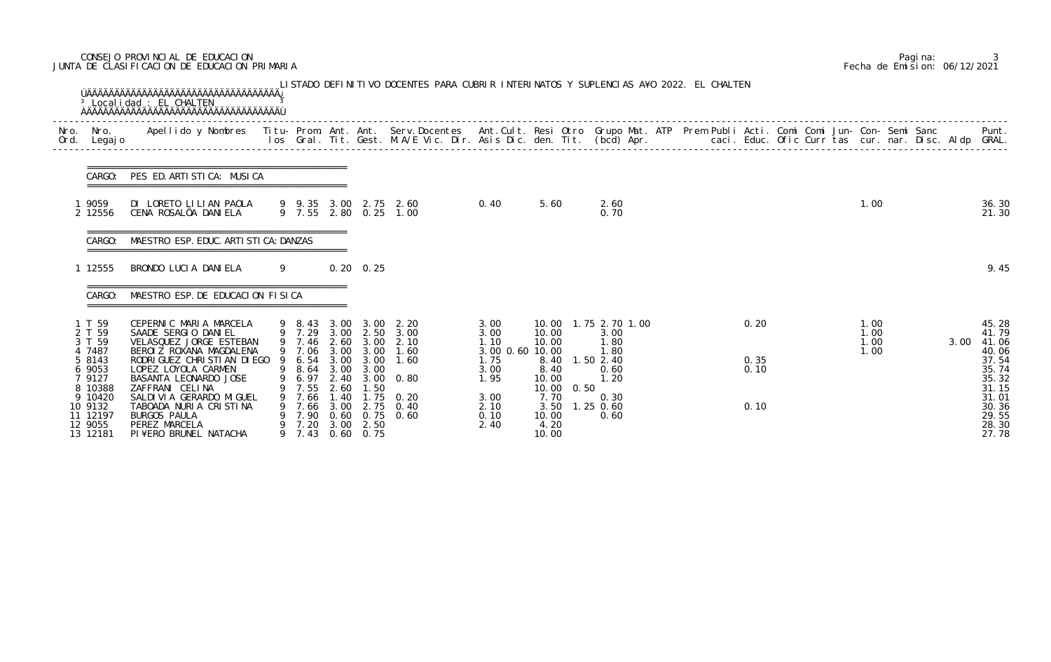CONSEJO PROVINCIAL DE EDUCACION
JUNTA DE CLASIFICACION DE EDUCACION PRIMARIA

Pagina: 3
Fecha de Emision: 06/12/2021

LISTADO DEFINITIVO DOCENTES PARA CUBRIR INTERINATOS Y SUPLENCIAS A¥O 2022. EL CHALTEN

Localidad : EL CHALTEN

| Nro. Ord. | Nro. Legajo | Apellido y Nombres | Titu- los | Prom. Gral. | Ant. Tit. | Ant. Gest. | Serv.Docentes M.A/E Vic. Dir. | Ant.Cult. Asis Dic. | Resi den. | Otro Tit. | Grupo Mat. (bcd) | ATP Apr. | Prem | Publi caci. | Acti. Educ. | Comi Ofic | Comi Curr | Jun- tas | Con- cur. | Semi nar. | Sanc Disc. | Aldp | Punt. GRAL. |
|---|---|---|---|---|---|---|---|---|---|---|---|---|---|---|---|---|---|---|---|---|---|---|---|
| **CARGO: PES ED. ARTISTICA: MUSICA** | | | | | | | | | | | | | | | | | | | | | | | |
| 1 | 9059 | DI LORETO LILIAN PAOLA | 9 | 9.35 | 3.00 | 2.75 | 2.60 | 0.40 | 5.60 | | 2.60 | | | | | | | | 1.00 | | | | 36.30 |
| 2 | 12556 | CENA ROSALÕA DANIELA | 9 | 7.55 | 2.80 | 0.25 | 1.00 | | | | 0.70 | | | | | | | | | | | | 21.30 |
| **CARGO: MAESTRO ESP. EDUC. ARTISTICA: DANZAS** | | | | | | | | | | | | | | | | | | | | | | | |
| 1 | 12555 | BRONDO LUCIA DANIELA | 9 | | 0.20 | 0.25 | | | | | | | | | | | | | | | | | 9.45 |
| **CARGO: MAESTRO ESP. DE EDUCACION FISICA** | | | | | | | | | | | | | | | | | | | | | | | |
| 1 | T 59 | CEPERNIC MARIA MARCELA | 9 | 8.43 | 3.00 | 3.00 | 2.20 | 3.00 | 10.00 | 1.75 | 2.70 | 1.00 | | | 0.20 | | | | 1.00 | | | | 45.28 |
| 2 | T 59 | SAADE SERGIO DANIEL | 9 | 7.29 | 3.00 | 2.50 | 3.00 | 3.00 | 10.00 | | 3.00 | | | | | | | | 1.00 | | | | 41.79 |
| 3 | T 59 | VELASQUEZ JORGE ESTEBAN | 9 | 7.46 | 2.60 | 3.00 | 2.10 | 1.10 | 10.00 | | 1.80 | | | | | | | | 1.00 | | | 3.00 | 41.06 |
| 4 | 7487 | BEROIZ ROXANA MAGDALENA | 9 | 7.06 | 3.00 | 3.00 | 1.60 | 3.00 0.60 | 10.00 | | 1.80 | | | | | | | | 1.00 | | | | 40.06 |
| 5 | 8143 | RODRIGUEZ CHRISTIAN DIEGO | 9 | 6.54 | 3.00 | 3.00 | 1.60 | 1.75 | 8.40 | 1.50 | 2.40 | | | | 0.35 | | | | | | | | 37.54 |
| 6 | 9053 | LOPEZ LOYOLA CARMEN | 9 | 8.64 | 3.00 | 3.00 | | 3.00 | 8.40 | | 0.60 | | | | 0.10 | | | | | | | | 35.74 |
| 7 | 9127 | BASANTA LEONARDO JOSE | 9 | 6.97 | 2.40 | 3.00 | 0.80 | 1.95 | 10.00 | | 1.20 | | | | | | | | | | | | 35.32 |
| 8 | 10388 | ZAFFRANI CELINA | 9 | 7.55 | 2.60 | 1.50 | | | 10.00 | 0.50 | | | | | | | | | | | | | 31.15 |
| 9 | 10420 | SALDIVIA GERARDO MIGUEL | 9 | 7.66 | 1.40 | 1.75 | 0.20 | 3.00 | 7.70 | | 0.30 | | | | | | | | | | | | 31.01 |
| 10 | 9132 | TABOADA NURIA CRISTINA | 9 | 7.66 | 3.00 | 2.75 | 0.40 | 2.10 | 3.50 | 1.25 | 0.60 | | | | 0.10 | | | | | | | | 30.36 |
| 11 | 12197 | BURGOS PAULA | 9 | 7.90 | 0.60 | 0.75 | 0.60 | 0.10 | 10.00 | | 0.60 | | | | | | | | | | | | 29.55 |
| 12 | 9055 | PEREZ MARCELA | 9 | 7.20 | 3.00 | 2.50 | | 2.40 | 4.20 | | | | | | | | | | | | | | 28.30 |
| 13 | 12181 | PI¥ERO BRUNEL NATACHA | 9 | 7.43 | 0.60 | 0.75 | | | 10.00 | | | | | | | | | | | | | | 27.78 |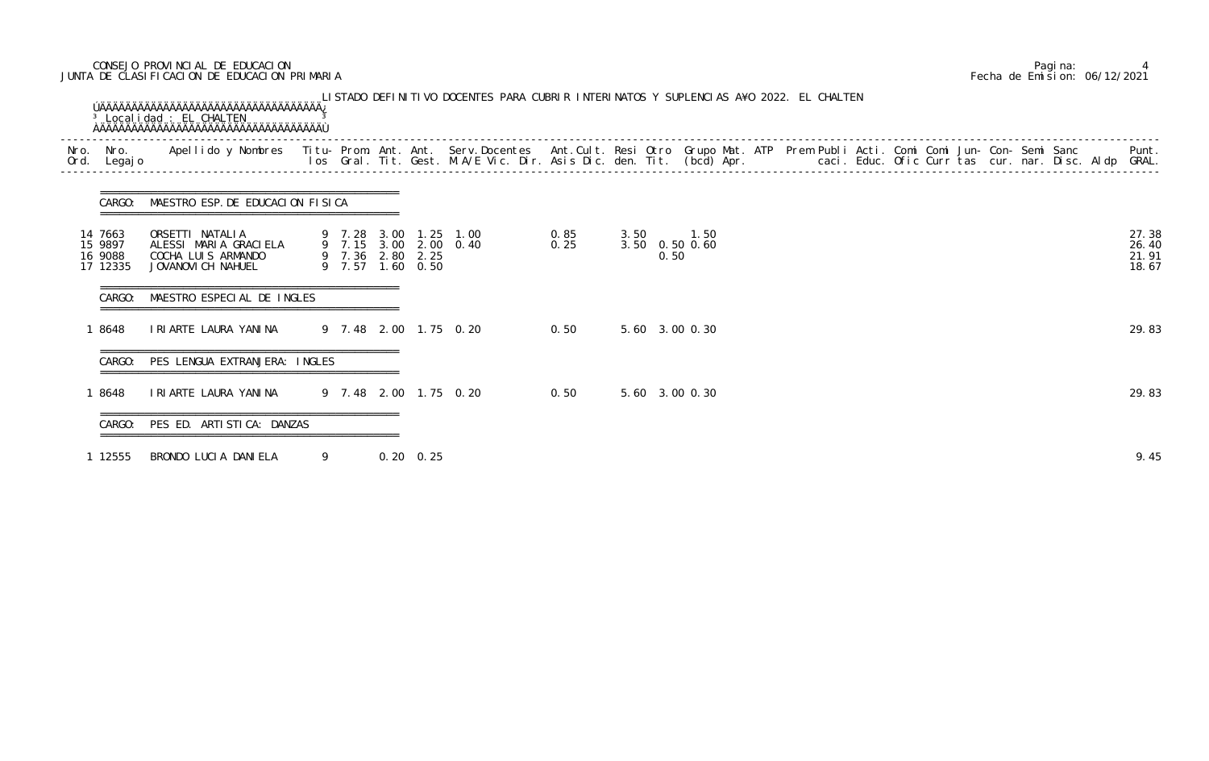CONSEJO PROVINCIAL DE EDUCACION
JUNTA DE CLASIFICACION DE EDUCACION PRIMARIA

Pagina: 4
Fecha de Emision: 06/12/2021

LISTADO DEFINITIVO DOCENTES PARA CUBRIR INTERINATOS Y SUPLENCIAS A¥O 2022. EL CHALTEN

Localidad : EL CHALTEN

| Nro. Ord. | Nro. Legajo | Apellido y Nombres | Titu-los | Prom. Gral. | Ant. Tit. | Ant. Gest. | Serv.Docentes M.A/E Vic. Dir. | Ant.Cult. Asis Dic. | Resi den. | Otro Tit. | Grupo Mat. (bcd) | ATP Apr. | Prem | Publi caci. | Acti. Educ. | Comi Ofic | Comi Curr | Jun-tas | Con-cur. | Semi nar. | Sanc Disc. | Aldp | Punt. GRAL. |
|---|---|---|---|---|---|---|---|---|---|---|---|---|---|---|---|---|---|---|---|---|---|---|---|
| **CARGO: MAESTRO ESP. DE EDUCACION FISICA** | | | | | | | | | | | | | | | | | | | | | | | |
| 14 | 7663 | ORSETTI NATALIA | 9 | 7.28 | 3.00 | 1.25 | 1.00 | 0.85 | 3.50 | | 1.50 | | | | | | | | | | | | 27.38 |
| 15 | 9897 | ALESSI MARIA GRACIELA | 9 | 7.15 | 3.00 | 2.00 | 0.40 | 0.25 | 3.50 | 0.50 | 0.60 | | | | | | | | | | | | 26.40 |
| 16 | 9088 | COCHA LUIS ARMANDO | 9 | 7.36 | 2.80 | 2.25 | | | | 0.50 | | | | | | | | | | | | | 21.91 |
| 17 | 12335 | JOVANOVICH NAHUEL | 9 | 7.57 | 1.60 | 0.50 | | | | | | | | | | | | | | | | | 18.67 |
| **CARGO: MAESTRO ESPECIAL DE INGLES** | | | | | | | | | | | | | | | | | | | | | | | |
| 1 | 8648 | IRIARTE LAURA YANINA | 9 | 7.48 | 2.00 | 1.75 | 0.20 | 0.50 | 5.60 | 3.00 | 0.30 | | | | | | | | | | | | 29.83 |
| **CARGO: PES LENGUA EXTRANJERA: INGLES** | | | | | | | | | | | | | | | | | | | | | | | |
| 1 | 8648 | IRIARTE LAURA YANINA | 9 | 7.48 | 2.00 | 1.75 | 0.20 | 0.50 | 5.60 | 3.00 | 0.30 | | | | | | | | | | | | 29.83 |
| **CARGO: PES ED. ARTISTICA: DANZAS** | | | | | | | | | | | | | | | | | | | | | | | |
| 1 | 12555 | BRONDO LUCIA DANIELA | 9 | | 0.20 | 0.25 | | | | | | | | | | | | | | | | | 9.45 |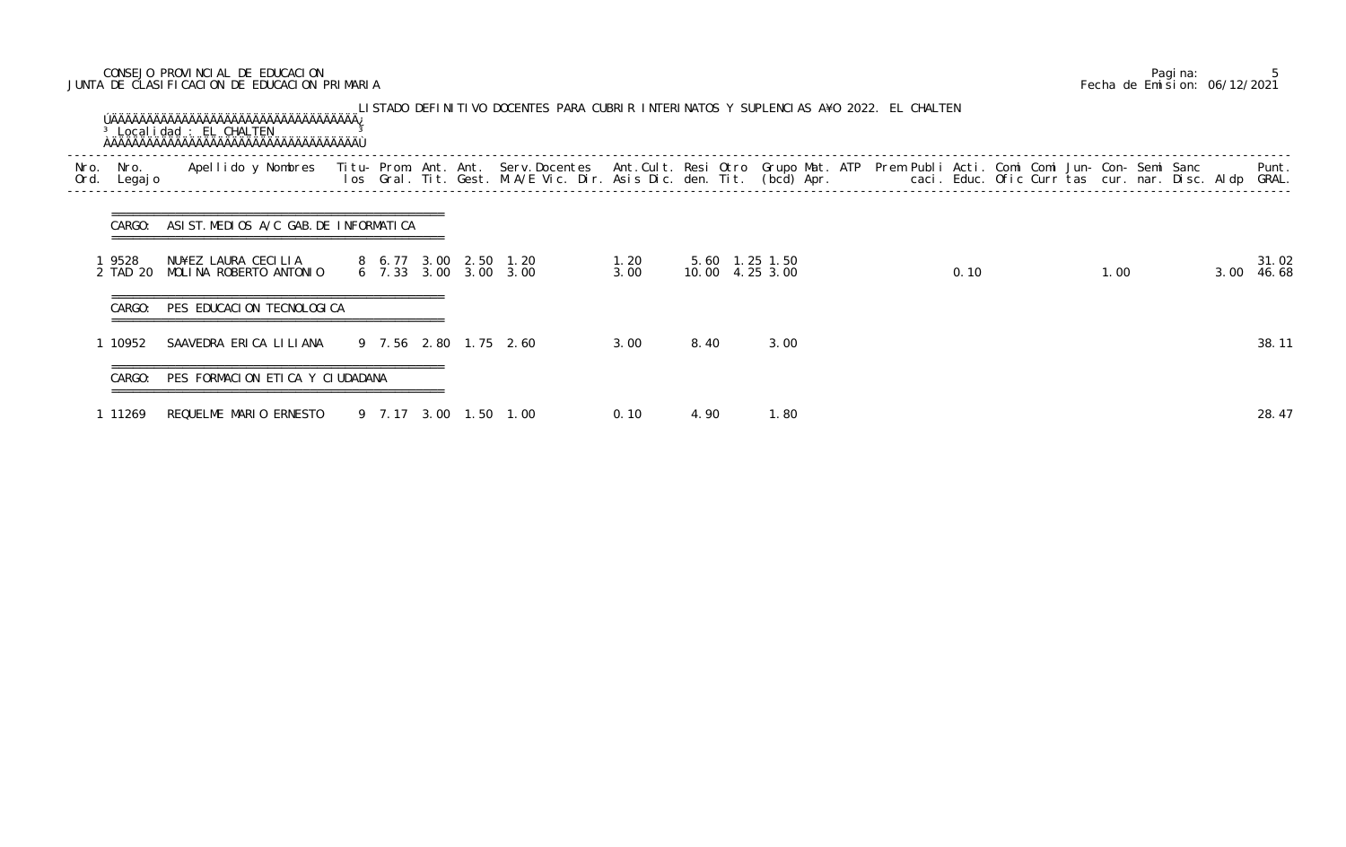CONSEJO PROVINCIAL DE EDUCACION
JUNTA DE CLASIFICACION DE EDUCACION PRIMARIA

Pagina: 5
Fecha de Emision: 06/12/2021

LISTADO DEFINITIVO DOCENTES PARA CUBRIR INTERINATOS Y SUPLENCIAS A¥O 2022. EL CHALTEN

Localidad : EL CHALTEN

| Nro. Ord. | Nro. Legajo | Apellido y Nombres | Titu-los | Prom. Gral. | Ant. Tit. | Ant. Gest. | Serv.Docentes M.A/E Vic. Dir. | Ant.Cult. Asis Dic. | Resi den. | Otro Tit. | Grupo Mat. (bcd) | ATP Apr. | Prem | Publi caci. | Acti. Educ. | Comi Ofic | Comi Curr | Jun-tas | Con-cur. | Semi nar. | Sanc Disc. | Aldp | Punt. GRAL. |
|---|---|---|---|---|---|---|---|---|---|---|---|---|---|---|---|---|---|---|---|---|---|---|---|
| **CARGO: ASIST.MEDIOS A/C GAB.DE INFORMATICA** | | | | | | | | | | | | | | | | | | | | | | | |
| 1 | 9528 | NU¥EZ LAURA CECILIA | 8 | 6.77 | 3.00 | 2.50 | 1.20 | 1.20 | 5.60 | 1.25 | 1.50 | | | | | | | | | | | | 31.02 |
| 2 | TAD 20 | MOLINA ROBERTO ANTONIO | 6 | 7.33 | 3.00 | 3.00 | 3.00 | 3.00 | 10.00 | 4.25 | 3.00 | | | | 0.10 | | | | 1.00 | | | 3.00 | 46.68 |
| **CARGO: PES EDUCACION TECNOLOGICA** | | | | | | | | | | | | | | | | | | | | | | | |
| 1 | 10952 | SAAVEDRA ERICA LILIANA | 9 | 7.56 | 2.80 | 1.75 | 2.60 | 3.00 | 8.40 | | 3.00 | | | | | | | | | | | | 38.11 |
| **CARGO: PES FORMACION ETICA Y CIUDADANA** | | | | | | | | | | | | | | | | | | | | | | | |
| 1 | 11269 | REQUELME MARIO ERNESTO | 9 | 7.17 | 3.00 | 1.50 | 1.00 | 0.10 | 4.90 | | 1.80 | | | | | | | | | | | | 28.47 |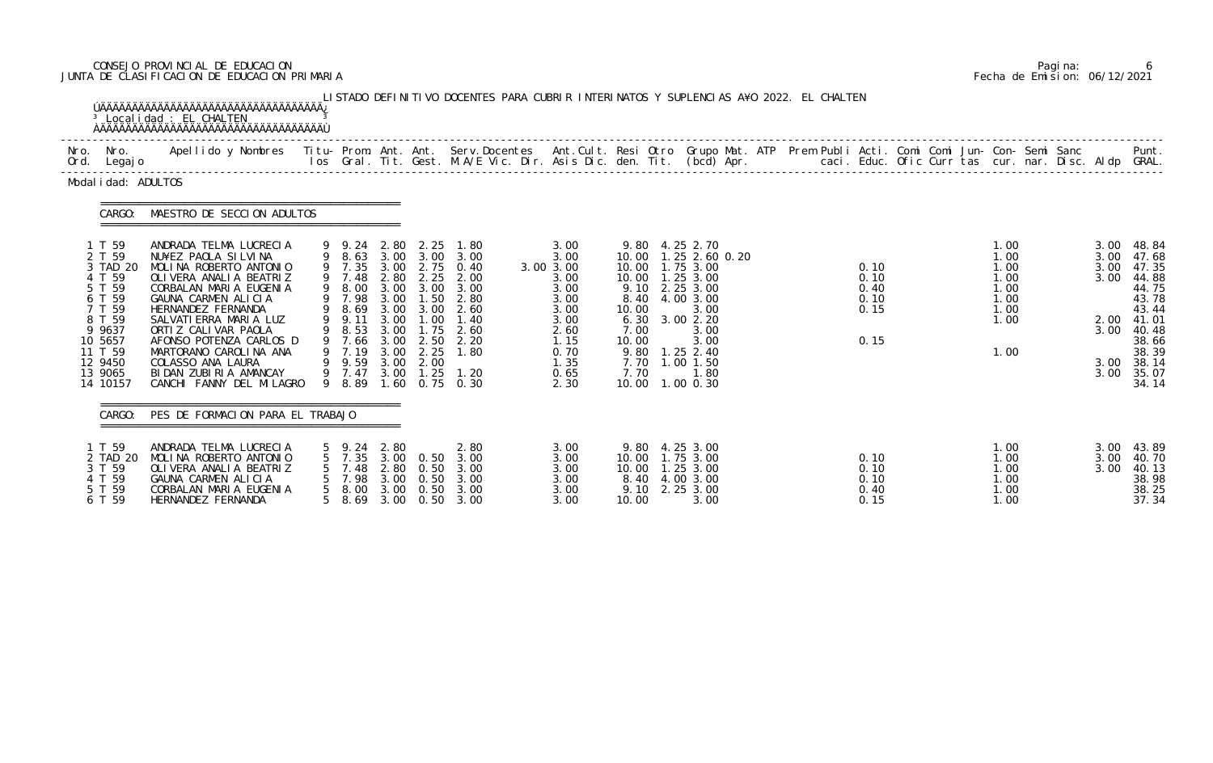CONSEJO PROVINCIAL DE EDUCACION
JUNTA DE CLASIFICACION DE EDUCACION PRIMARIA

Fecha de Emision: 06/12/2021

LISTADO DEFINITIVO DOCENTES PARA CUBRIR INTERINATOS Y SUPLENCIAS A¥O 2022. EL CHALTEN

Localidad : EL CHALTEN

Modalidad: ADULTOS

CARGO: MAESTRO DE SECCION ADULTOS

| Nro. Ord. | Nro. Legajo | Apellido y Nombres | Titu-los | Prom. Gral. | Ant. Tit. | Ant. Gest. | Serv.Docentes M.A/E Vic. Dir. | Ant.Cult. Asis Dic. | Resi den. | Otro Tit. | Grupo Mat. (bcd) | ATP Apr. | Prem Publi caci. | Acti. Educ. | Comi Ofic | Comi Curr | Jun-tas | Con-cur. | Semi nar. | Sanc Disc. | Aldp | Punt. GRAL. |
|---|---|---|---|---|---|---|---|---|---|---|---|---|---|---|---|---|---|---|---|---|---|---|
| 1 | T 59 | ANDRADA TELMA LUCRECIA | 9 | 9.24 | 2.80 | 2.25 | 1.80 | 3.00 | 9.80 | 4.25 | 2.70 | | | | | | | 1.00 | | | 3.00 | 48.84 |
| 2 | T 59 | NU¥EZ PAOLA SILVINA | 9 | 8.63 | 3.00 | 3.00 | 3.00 | 3.00 | 10.00 | 1.25 | 2.60 0.20 | | | | | | | 1.00 | | | 3.00 | 47.68 |
| 3 | TAD 20 | MOLINA ROBERTO ANTONIO | 9 | 7.35 | 3.00 | 2.75 | 0.40 | 3.00 3.00 | 10.00 | 1.75 | 3.00 | | | 0.10 | | | | 1.00 | | | 3.00 | 47.35 |
| 4 | T 59 | OLIVERA ANALIA BEATRIZ | 9 | 7.48 | 2.80 | 2.25 | 2.00 | 3.00 | 10.00 | 1.25 | 3.00 | | | 0.10 | | | | 1.00 | | | 3.00 | 44.88 |
| 5 | T 59 | CORBALAN MARIA EUGENIA | 9 | 8.00 | 3.00 | 3.00 | 3.00 | 3.00 | 9.10 | 2.25 | 3.00 | | | 0.40 | | | | 1.00 | | | | 44.75 |
| 6 | T 59 | GAUNA CARMEN ALICIA | 9 | 7.98 | 3.00 | 1.50 | 2.80 | 3.00 | 8.40 | 4.00 | 3.00 | | | 0.10 | | | | 1.00 | | | | 43.78 |
| 7 | T 59 | HERNANDEZ FERNANDA | 9 | 8.69 | 3.00 | 3.00 | 2.60 | 3.00 | 10.00 | | 3.00 | | | 0.15 | | | | 1.00 | | | | 43.44 |
| 8 | T 59 | SALVATIERRA MARIA LUZ | 9 | 9.11 | 3.00 | 1.00 | 1.40 | 3.00 | 6.30 | 3.00 | 2.20 | | | | | | | 1.00 | | | 2.00 | 41.01 |
| 9 | 9637 | ORTIZ CALIVAR PAOLA | 9 | 8.53 | 3.00 | 1.75 | 2.60 | 2.60 | 7.00 | | 3.00 | | | | | | | | | | 3.00 | 40.48 |
| 10 | 5657 | AFONSO POTENZA CARLOS D | 9 | 7.66 | 3.00 | 2.50 | 2.20 | 1.15 | 10.00 | | 3.00 | | | 0.15 | | | | | | | | 38.66 |
| 11 | T 59 | MARTORANO CAROLINA ANA | 9 | 7.19 | 3.00 | 2.25 | 1.80 | 0.70 | 9.80 | 1.25 | 2.40 | | | | | | | 1.00 | | | | 38.39 |
| 12 | 9450 | COLASSO ANA LAURA | 9 | 9.59 | 3.00 | 2.00 | | 1.35 | 7.70 | 1.00 | 1.50 | | | | | | | | | | 3.00 | 38.14 |
| 13 | 9065 | BIDAN ZUBIRIA AMANCAY | 9 | 7.47 | 3.00 | 1.25 | 1.20 | 0.65 | 7.70 | | 1.80 | | | | | | | | | | 3.00 | 35.07 |
| 14 | 10157 | CANCHI FANNY DEL MILAGRO | 9 | 8.89 | 1.60 | 0.75 | 0.30 | 2.30 | 10.00 | 1.00 | 0.30 | | | | | | | | | | | 34.14 |

CARGO: PES DE FORMACION PARA EL TRABAJO

| Nro. Ord. | Nro. Legajo | Apellido y Nombres | Titu-los | Prom. Gral. | Ant. Tit. | Ant. Gest. | Serv.Docentes M.A/E Vic. Dir. | Ant.Cult. Asis Dic. | Resi den. | Otro Tit. | Grupo Mat. (bcd) | ATP Apr. | Prem Publi caci. | Acti. Educ. | Comi Ofic | Comi Curr | Jun-tas | Con-cur. | Semi nar. | Sanc Disc. | Aldp | Punt. GRAL. |
|---|---|---|---|---|---|---|---|---|---|---|---|---|---|---|---|---|---|---|---|---|---|---|
| 1 | T 59 | ANDRADA TELMA LUCRECIA | 5 | 9.24 | 2.80 | | 2.80 | 3.00 | 9.80 | 4.25 | 3.00 | | | | | | | 1.00 | | | 3.00 | 43.89 |
| 2 | TAD 20 | MOLINA ROBERTO ANTONIO | 5 | 7.35 | 3.00 | 0.50 | 3.00 | 3.00 | 10.00 | 1.75 | 3.00 | | | 0.10 | | | | 1.00 | | | 3.00 | 40.70 |
| 3 | T 59 | OLIVERA ANALIA BEATRIZ | 5 | 7.48 | 2.80 | 0.50 | 3.00 | 3.00 | 10.00 | 1.25 | 3.00 | | | 0.10 | | | | 1.00 | | | 3.00 | 40.13 |
| 4 | T 59 | GAUNA CARMEN ALICIA | 5 | 7.98 | 3.00 | 0.50 | 3.00 | 3.00 | 8.40 | 4.00 | 3.00 | | | 0.10 | | | | 1.00 | | | | 38.98 |
| 5 | T 59 | CORBALAN MARIA EUGENIA | 5 | 8.00 | 3.00 | 0.50 | 3.00 | 3.00 | 9.10 | 2.25 | 3.00 | | | 0.40 | | | | 1.00 | | | | 38.25 |
| 6 | T 59 | HERNANDEZ FERNANDA | 5 | 8.69 | 3.00 | 0.50 | 3.00 | 3.00 | 10.00 | | 3.00 | | | 0.15 | | | | 1.00 | | | | 37.34 |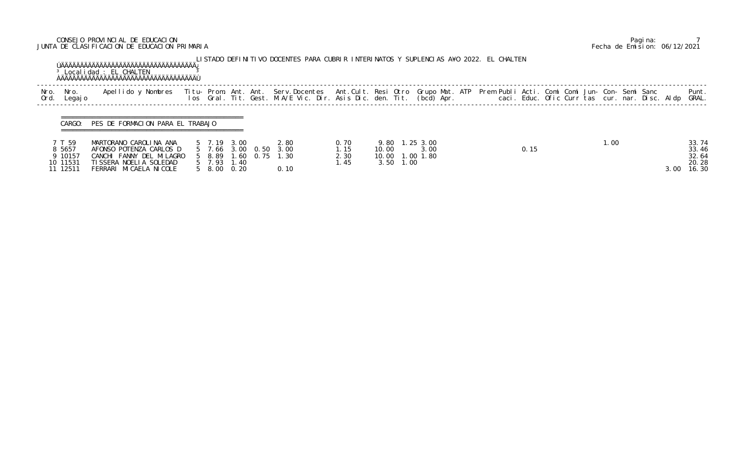CONSEJO PROVINCIAL DE EDUCACION
JUNTA DE CLASIFICACION DE EDUCACION PRIMARIA

Fecha de Emision: 06/12/2021

LISTADO DEFINITIVO DOCENTES PARA CUBRIR INTERINATOS Y SUPLENCIAS A¥O 2022. EL CHALTEN

Localidad : EL CHALTEN

CARGO: PES DE FORMACION PARA EL TRABAJO

| Nro. Ord. | Nro. Legajo | Apellido y Nombres | Titu-los | Prom. Gral. | Ant. Tit. | Ant. Gest. | Serv.Docentes M.A/E Vic. Dir. | Ant.Cult. Asis Dic. | Resi den. | Otro Tit. | Grupo (bcd) | Mat. Apr. | ATP | Prem | Publi caci. | Acti. Educ. | Comi Ofic | Comi Curr | Jun-tas | Con-cur. | Semi nar. | Sanc Disc. | Aldp | Punt. GRAL. |
|---|---|---|---|---|---|---|---|---|---|---|---|---|---|---|---|---|---|---|---|---|---|---|---|---|
| 7 | T 59 | MARTORANO CAROLINA ANA | 5 | 7.19 | 3.00 | | 2.80 | 0.70 | 9.80 | 1.25 | 3.00 | | | | | | | | | 1.00 | | | | 33.74 |
| 8 | 5657 | AFONSO POTENZA CARLOS D | 5 | 7.66 | 3.00 | 0.50 | 3.00 | 1.15 | 10.00 | | 3.00 | | | | | 0.15 | | | | | | | | 33.46 |
| 9 | 10157 | CANCHI FANNY DEL MILAGRO | 5 | 8.89 | 1.60 | 0.75 | 1.30 | 2.30 | 10.00 | 1.00 | 1.80 | | | | | | | | | | | | | 32.64 |
| 10 | 11531 | TISSERA NOELIA SOLEDAD | 5 | 7.93 | 1.40 | | | 1.45 | 3.50 | 1.00 | | | | | | | | | | | | | | 20.28 |
| 11 | 12511 | FERRARI MICAELA NICOLE | 5 | 8.00 | 0.20 | | 0.10 | | | | | | | | | | | | | | | | 3.00 | 16.30 |